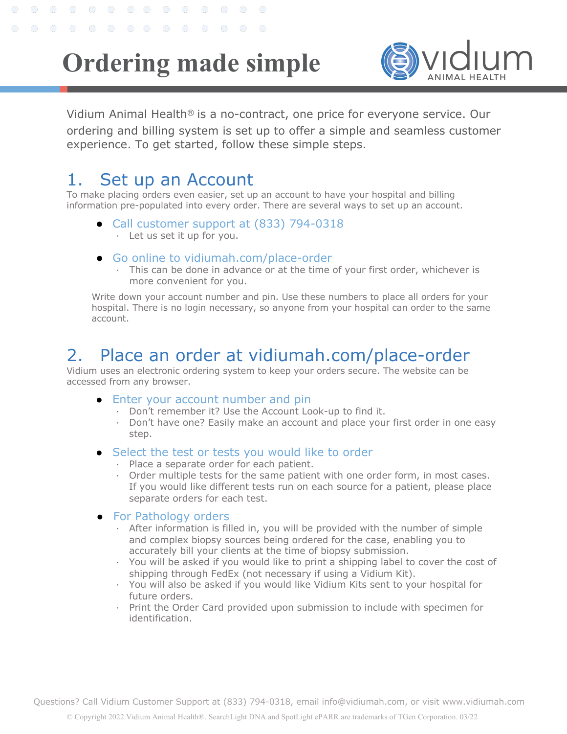# Ordering made simple

Vidium Animal Health® is a no-contract, one price for everyone service. Our ordering and billing system is set up to offer a simple and seamless customer experience. To get started, follow these simple steps.

## 1. Set up an Account

To make placing orders even easier, set up an account to have your hospital and billing information pre-populated into every order. There are several ways to set up an account.

- Call customer support at (833) 794-0318
  - Let us set it up for you.
- Go online to vidiumah.com/place-order
  - This can be done in advance or at the time of your first order, whichever is more convenient for you.

Write down your account number and pin. Use these numbers to place all orders for your hospital. There is no login necessary, so anyone from your hospital can order to the same account.

## 2. Place an order at vidiumah.com/place-order

Vidium uses an electronic ordering system to keep your orders secure. The website can be accessed from any browser.

- Enter your account number and pin
  - Don't remember it? Use the Account Look-up to find it.
  - Don't have one? Easily make an account and place your first order in one easy step.
- Select the test or tests you would like to order
  - Place a separate order for each patient.
  - Order multiple tests for the same patient with one order form, in most cases. If you would like different tests run on each source for a patient, please place separate orders for each test.
- For Pathology orders
  - After information is filled in, you will be provided with the number of simple and complex biopsy sources being ordered for the case, enabling you to accurately bill your clients at the time of biopsy submission.
  - You will be asked if you would like to print a shipping label to cover the cost of shipping through FedEx (not necessary if using a Vidium Kit).
  - You will also be asked if you would like Vidium Kits sent to your hospital for future orders.
  - Print the Order Card provided upon submission to include with specimen for identification.

Questions? Call Vidium Customer Support at (833) 794-0318, email info@vidiumah.com, or visit www.vidiumah.com

© Copyright 2022 Vidium Animal Health®. SearchLight DNA and SpotLight ePARR are trademarks of TGen Corporation. 03/22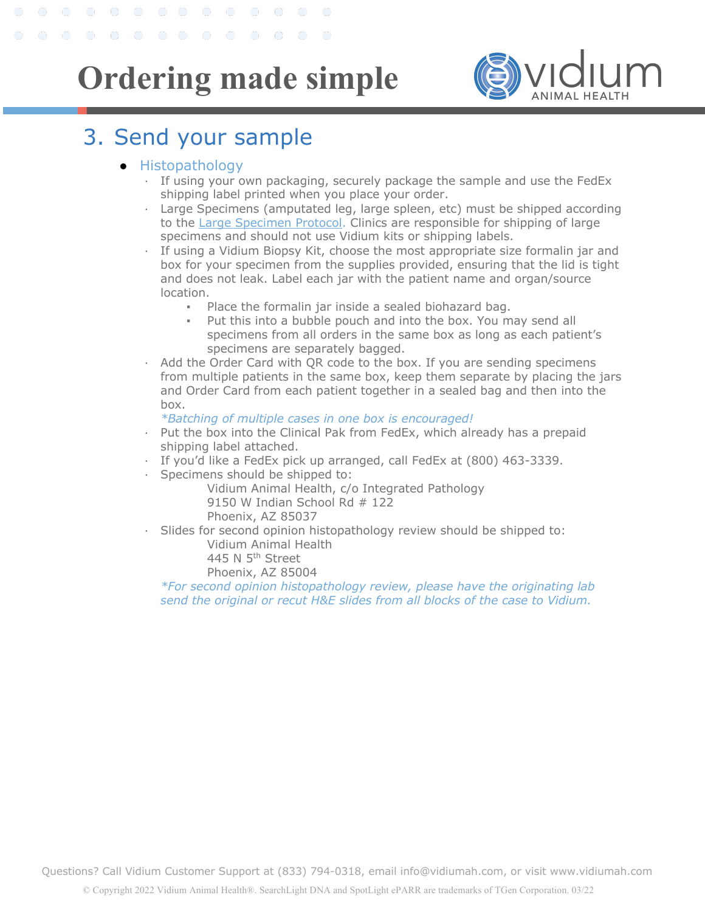# Ordering made simple

## 3. Send your sample

- Histopathology
  - If using your own packaging, securely package the sample and use the FedEx shipping label printed when you place your order.
  - Large Specimens (amputated leg, large spleen, etc) must be shipped according to the Large Specimen Protocol. Clinics are responsible for shipping of large specimens and should not use Vidium kits or shipping labels.
  - If using a Vidium Biopsy Kit, choose the most appropriate size formalin jar and box for your specimen from the supplies provided, ensuring that the lid is tight and does not leak. Label each jar with the patient name and organ/source location.
    - Place the formalin jar inside a sealed biohazard bag.
    - Put this into a bubble pouch and into the box. You may send all specimens from all orders in the same box as long as each patient's specimens are separately bagged.
  - Add the Order Card with QR code to the box. If you are sending specimens from multiple patients in the same box, keep them separate by placing the jars and Order Card from each patient together in a sealed bag and then into the box.

    *\*Batching of multiple cases in one box is encouraged!*
  - Put the box into the Clinical Pak from FedEx, which already has a prepaid shipping label attached.
  - If you'd like a FedEx pick up arranged, call FedEx at (800) 463-3339.
  - Specimens should be shipped to:

    Vidium Animal Health, c/o Integrated Pathology
    9150 W Indian School Rd # 122
    Phoenix, AZ 85037
  - Slides for second opinion histopathology review should be shipped to:

    Vidium Animal Health
    445 N 5th Street
    Phoenix, AZ 85004

    *\*For second opinion histopathology review, please have the originating lab send the original or recut H&E slides from all blocks of the case to Vidium.*

Questions? Call Vidium Customer Support at (833) 794-0318, email info@vidiumah.com, or visit www.vidiumah.com

© Copyright 2022 Vidium Animal Health®. SearchLight DNA and SpotLight ePARR are trademarks of TGen Corporation. 03/22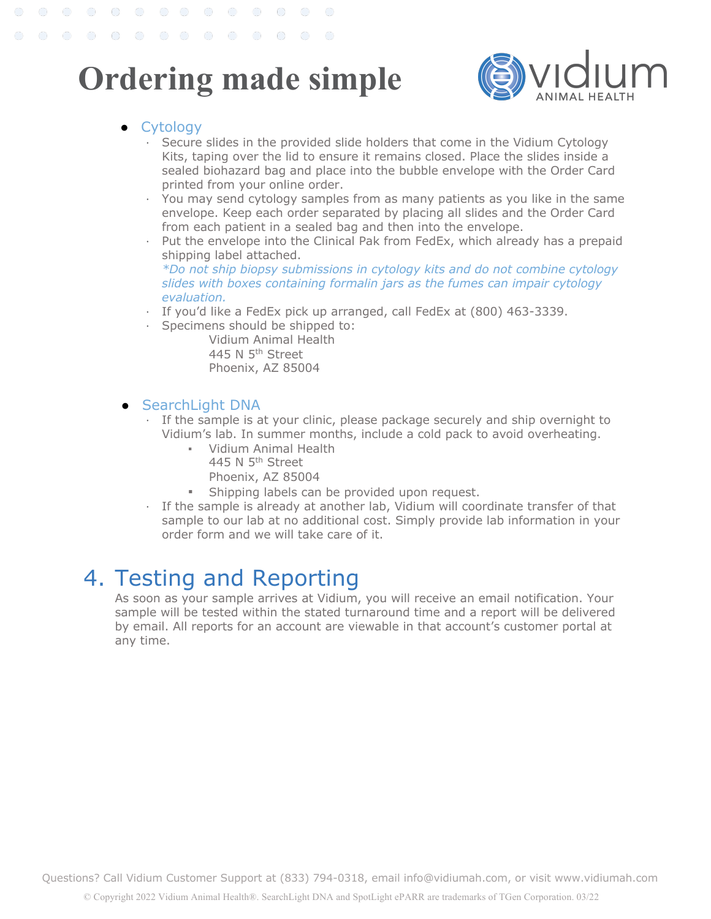# Ordering made simple

- Cytology
  - Secure slides in the provided slide holders that come in the Vidium Cytology Kits, taping over the lid to ensure it remains closed. Place the slides inside a sealed biohazard bag and place into the bubble envelope with the Order Card printed from your online order.
  - You may send cytology samples from as many patients as you like in the same envelope. Keep each order separated by placing all slides and the Order Card from each patient in a sealed bag and then into the envelope.
  - Put the envelope into the Clinical Pak from FedEx, which already has a prepaid shipping label attached.
    *\*Do not ship biopsy submissions in cytology kits and do not combine cytology slides with boxes containing formalin jars as the fumes can impair cytology evaluation.*
  - If you'd like a FedEx pick up arranged, call FedEx at (800) 463-3339.
  - Specimens should be shipped to:
    Vidium Animal Health
    445 N 5th Street
    Phoenix, AZ 85004

- SearchLight DNA
  - If the sample is at your clinic, please package securely and ship overnight to Vidium's lab. In summer months, include a cold pack to avoid overheating.
    - Vidium Animal Health
      445 N 5th Street
      Phoenix, AZ 85004
    - Shipping labels can be provided upon request.
  - If the sample is already at another lab, Vidium will coordinate transfer of that sample to our lab at no additional cost. Simply provide lab information in your order form and we will take care of it.

## 4. Testing and Reporting

As soon as your sample arrives at Vidium, you will receive an email notification. Your sample will be tested within the stated turnaround time and a report will be delivered by email. All reports for an account are viewable in that account's customer portal at any time.

Questions? Call Vidium Customer Support at (833) 794-0318, email info@vidiumah.com, or visit www.vidiumah.com

© Copyright 2022 Vidium Animal Health®. SearchLight DNA and SpotLight ePARR are trademarks of TGen Corporation. 03/22